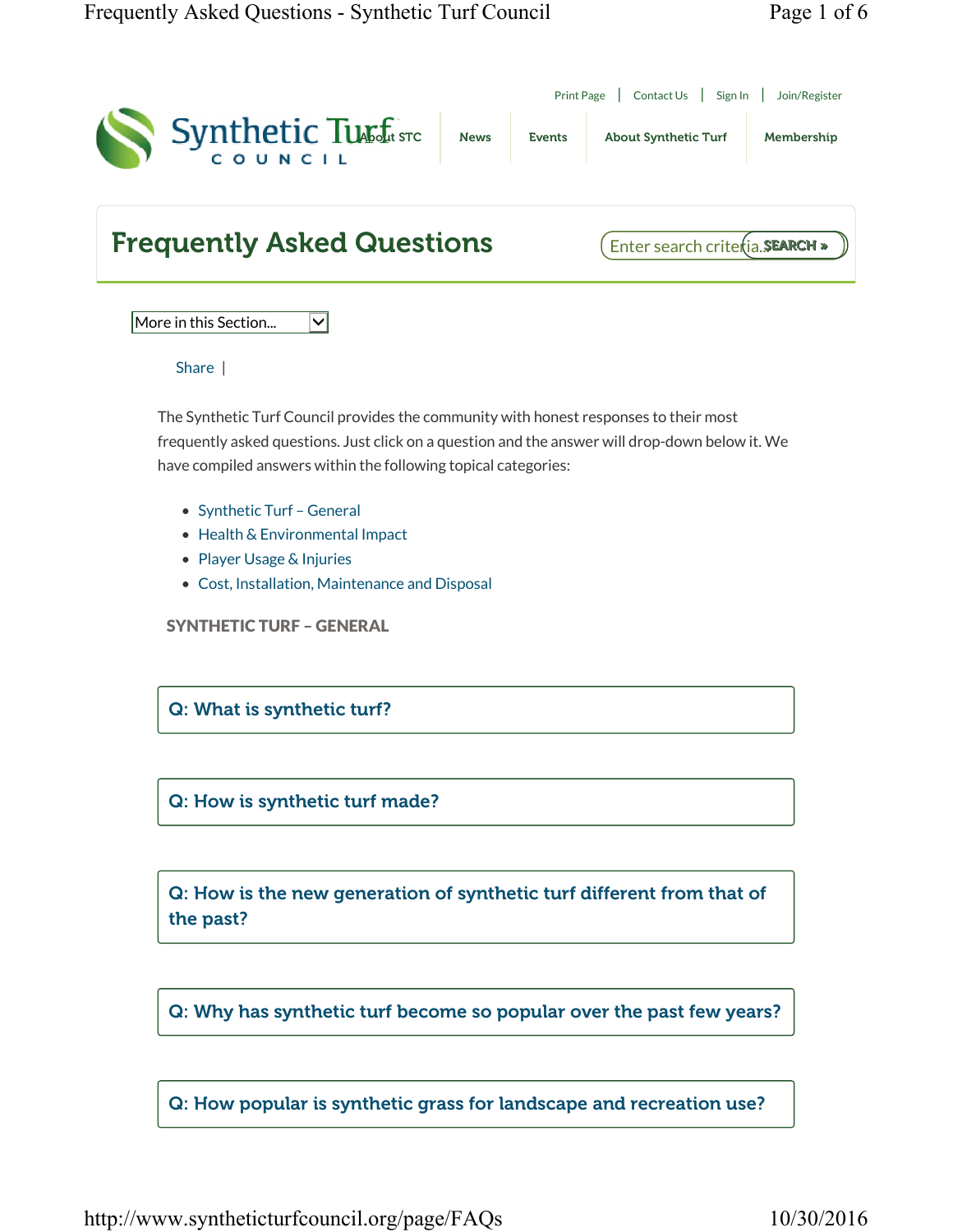Print Page | Contact Us | Sign In | Join/Register

Synthetic Turf COUNCIL

About STC | News | Events | About Synthetic Turf | Membership

# Frequently Asked Questions

Enter search criteria... SEARCH »

More in this Section...

Share |

The Synthetic Turf Council provides the community with honest responses to their most frequently asked questions. Just click on a question and the answer will drop-down below it. We have compiled answers within the following topical categories:

- Synthetic Turf – General
- Health & Environmental Impact
- Player Usage & Injuries
- Cost, Installation, Maintenance and Disposal

## SYNTHETIC TURF – GENERAL

### Q: What is synthetic turf?

### Q: How is synthetic turf made?

### Q: How is the new generation of synthetic turf different from that of the past?

### Q: Why has synthetic turf become so popular over the past few years?

### Q: How popular is synthetic grass for landscape and recreation use?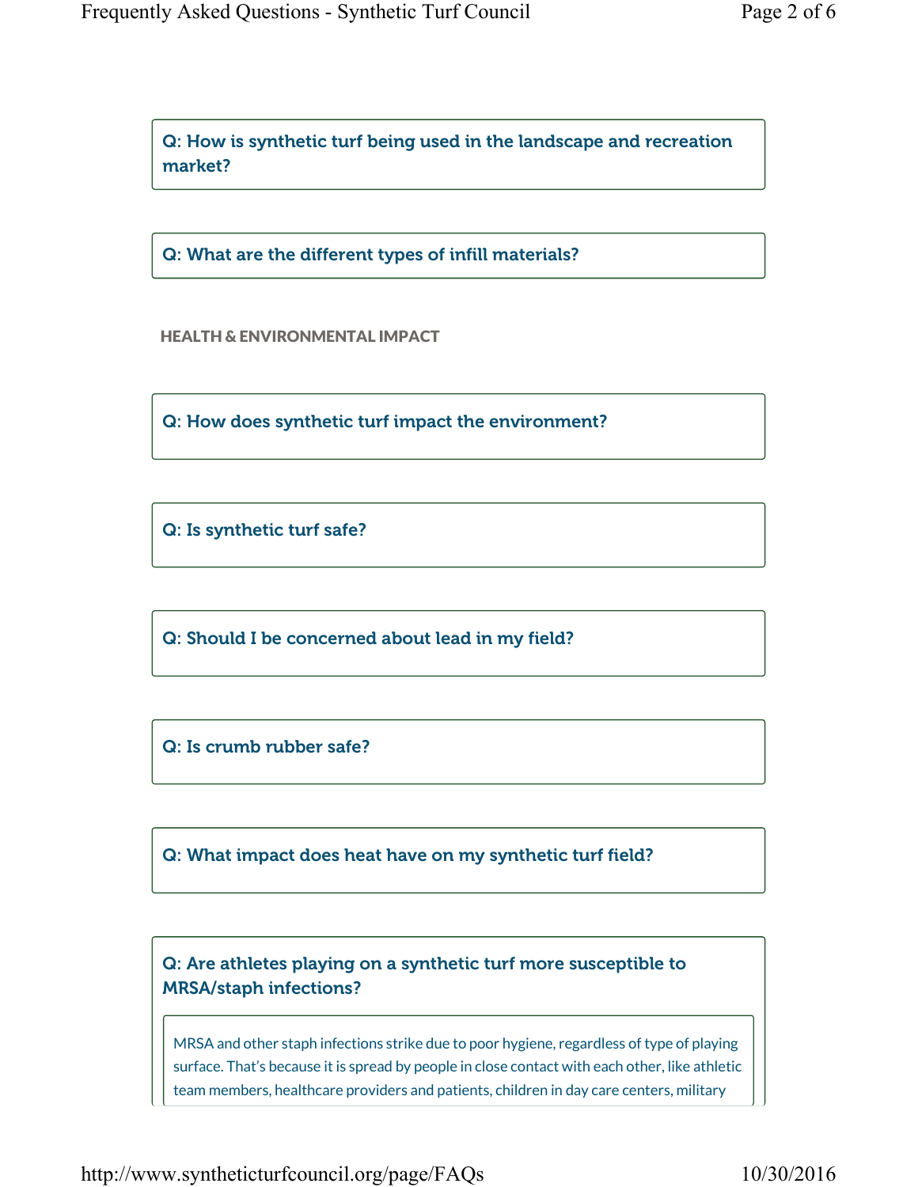**Q: How is synthetic turf being used in the landscape and recreation market?**

**Q: What are the different types of infill materials?**

## HEALTH & ENVIRONMENTAL IMPACT

**Q: How does synthetic turf impact the environment?**

**Q: Is synthetic turf safe?**

**Q: Should I be concerned about lead in my field?**

**Q: Is crumb rubber safe?**

**Q: What impact does heat have on my synthetic turf field?**

**Q: Are athletes playing on a synthetic turf more susceptible to MRSA/staph infections?**

MRSA and other staph infections strike due to poor hygiene, regardless of type of playing surface. That's because it is spread by people in close contact with each other, like athletic team members, healthcare providers and patients, children in day care centers, military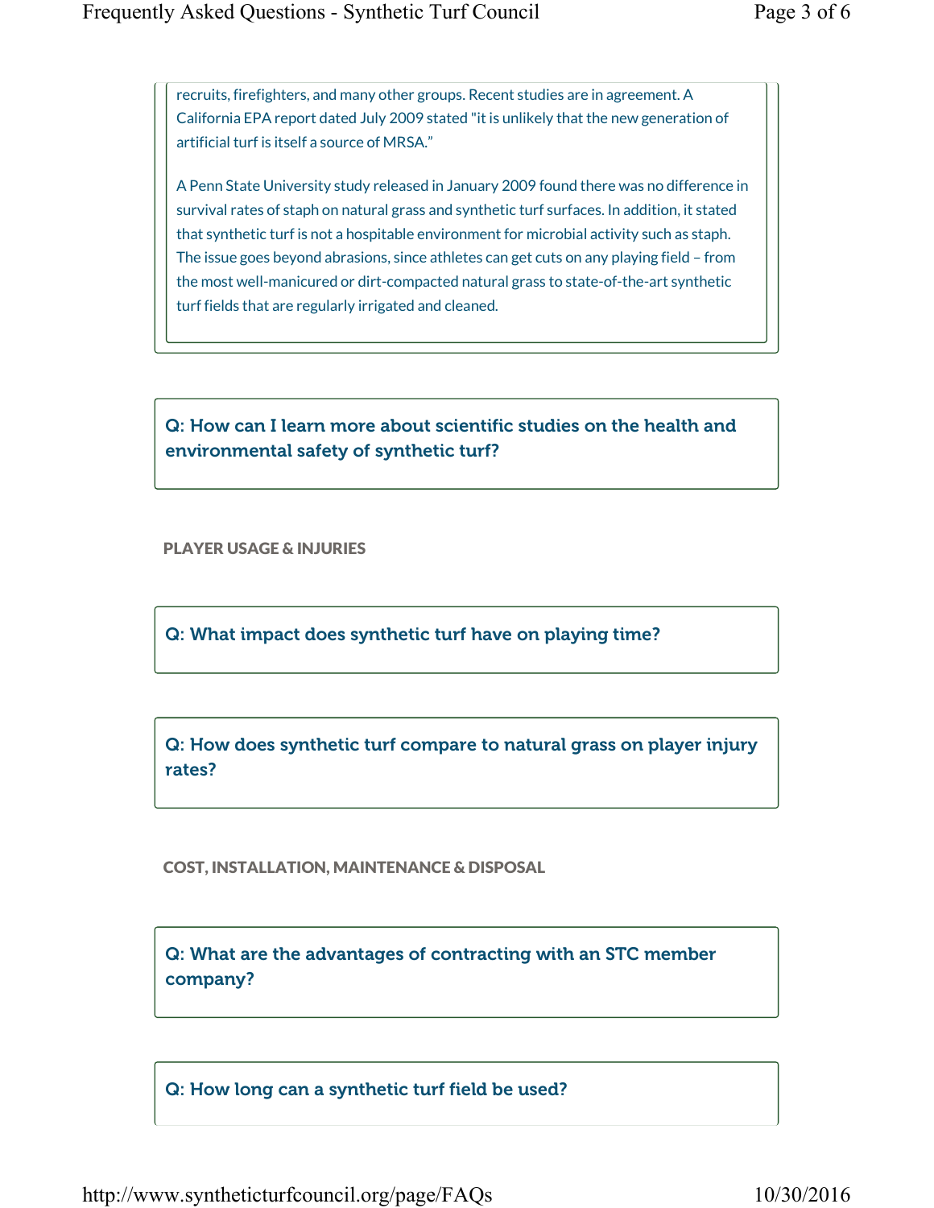recruits, firefighters, and many other groups. Recent studies are in agreement. A California EPA report dated July 2009 stated "it is unlikely that the new generation of artificial turf is itself a source of MRSA."

A Penn State University study released in January 2009 found there was no difference in survival rates of staph on natural grass and synthetic turf surfaces. In addition, it stated that synthetic turf is not a hospitable environment for microbial activity such as staph. The issue goes beyond abrasions, since athletes can get cuts on any playing field – from the most well-manicured or dirt-compacted natural grass to state-of-the-art synthetic turf fields that are regularly irrigated and cleaned.

### Q: How can I learn more about scientific studies on the health and environmental safety of synthetic turf?

## PLAYER USAGE & INJURIES

### Q: What impact does synthetic turf have on playing time?

### Q: How does synthetic turf compare to natural grass on player injury rates?

## COST, INSTALLATION, MAINTENANCE & DISPOSAL

### Q: What are the advantages of contracting with an STC member company?

### Q: How long can a synthetic turf field be used?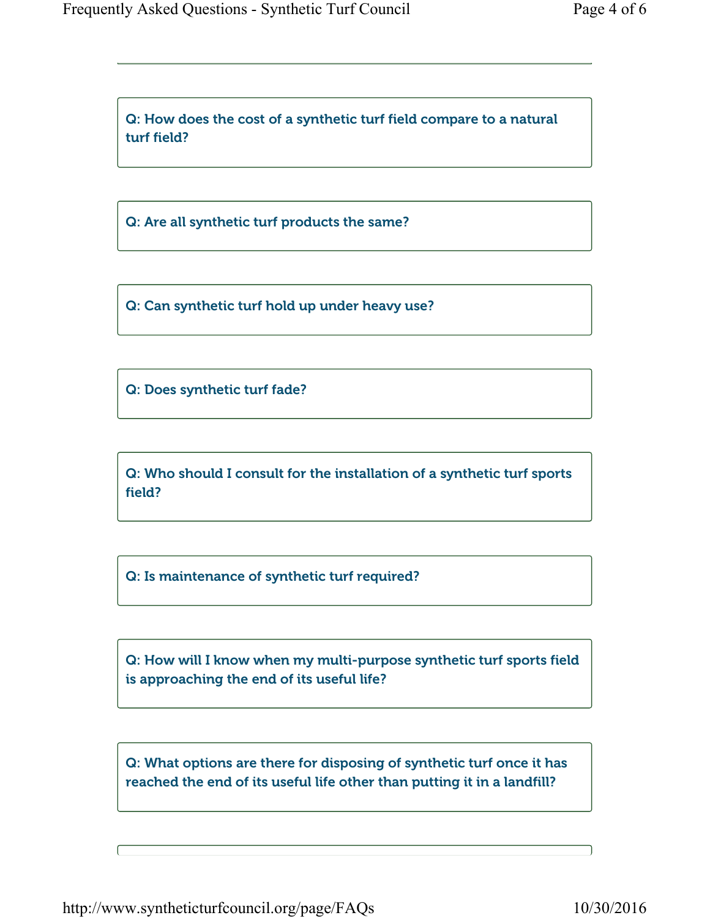Q: How does the cost of a synthetic turf field compare to a natural turf field?

Q: Are all synthetic turf products the same?

Q: Can synthetic turf hold up under heavy use?

Q: Does synthetic turf fade?

Q: Who should I consult for the installation of a synthetic turf sports field?

Q: Is maintenance of synthetic turf required?

Q: How will I know when my multi-purpose synthetic turf sports field is approaching the end of its useful life?

Q: What options are there for disposing of synthetic turf once it has reached the end of its useful life other than putting it in a landfill?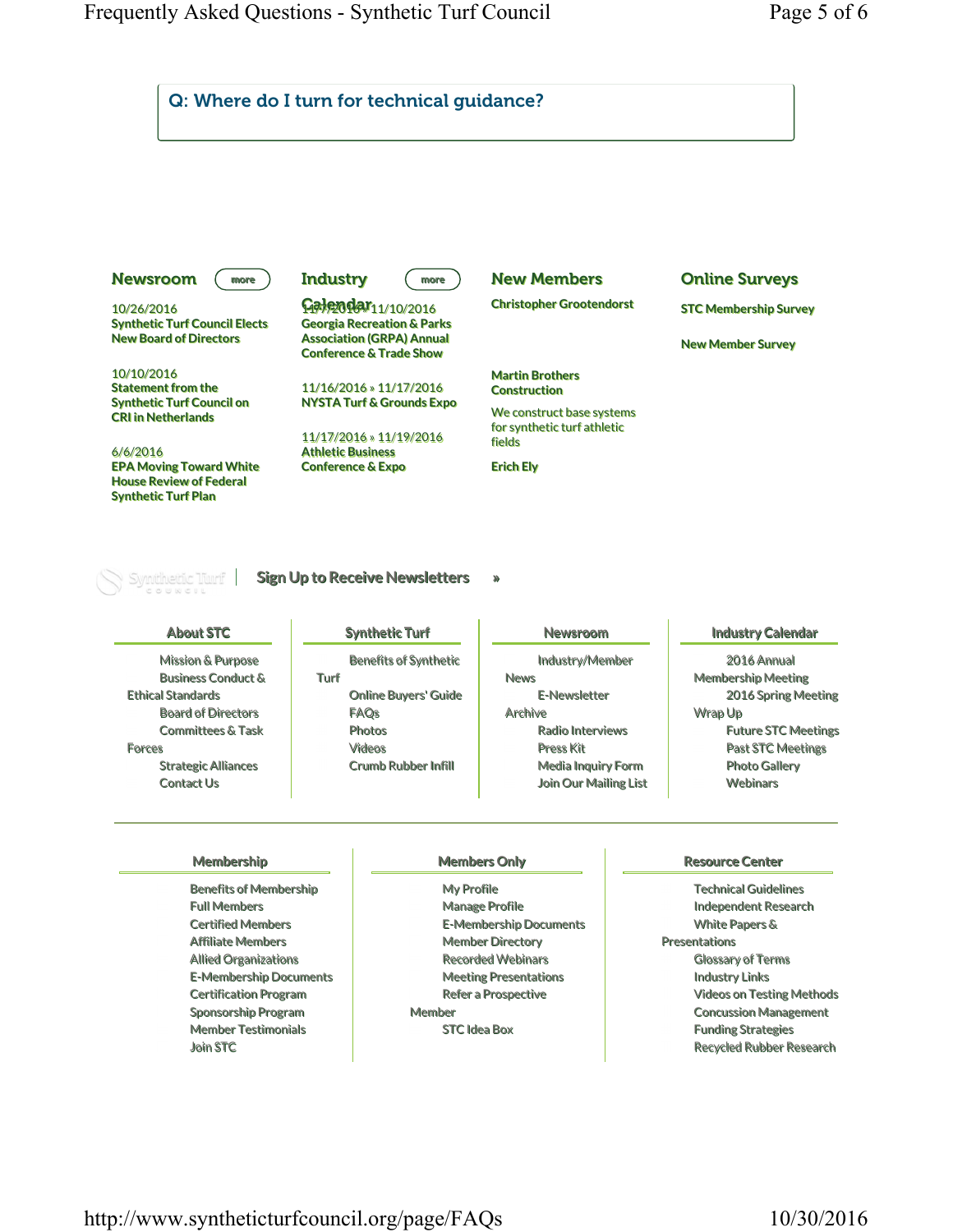## Q: Where do I turn for technical guidance?

### Newroom

more

10/26/2016
**Synthetic Turf Council Elects New Board of Directors**

10/10/2016
**Statement from the Synthetic Turf Council on CRI in Netherlands**

6/6/2016
**EPA Moving Toward White House Review of Federal Synthetic Turf Plan**

### Industry Calendar

more

11/7/2016 » 11/10/2016
**Georgia Recreation & Parks Association (GRPA) Annual Conference & Trade Show**

11/16/2016 » 11/17/2016
**NYSTA Turf & Grounds Expo**

11/17/2016 » 11/19/2016
**Athletic Business Conference & Expo**

### New Members

**Christopher Grootendorst**

**Martin Brothers Construction**

We construct base systems for synthetic turf athletic fields

**Erich Ely**

### Online Surveys

**STC Membership Survey**

**New Member Survey**

Synthetic Turf Council | **Sign Up to Receive Newsletters** »

**About STC**

- Mission & Purpose
- Business Conduct & Ethical Standards
- Board of Directors
- Committees & Task Forces
- Strategic Alliances
- Contact Us

**Synthetic Turf**

- Benefits of Synthetic Turf
- Online Buyers' Guide
- FAQs
- Photos
- Videos
- Crumb Rubber Infill

**Newsroom**

- Industry/Member News
- E-Newsletter Archive
- Radio Interviews
- Press Kit
- Media Inquiry Form
- Join Our Mailing List

**Industry Calendar**

- 2016 Annual Membership Meeting
- 2016 Spring Meeting Wrap Up
- Future STC Meetings
- Past STC Meetings
- Photo Gallery
- Webinars

**Membership**

- Benefits of Membership
- Full Members
- Certified Members
- Affiliate Members
- Allied Organizations
- E-Membership Documents
- Certification Program
- Sponsorship Program
- Member Testimonials
- Join STC

**Members Only**

- My Profile
- Manage Profile
- E-Membership Documents
- Member Directory
- Recorded Webinars
- Meeting Presentations
- Refer a Prospective Member
- STC Idea Box

**Resource Center**

- Technical Guidelines
- Independent Research
- White Papers & Presentations
- Glossary of Terms
- Industry Links
- Videos on Testing Methods
- Concussion Management
- Funding Strategies
- Recycled Rubber Research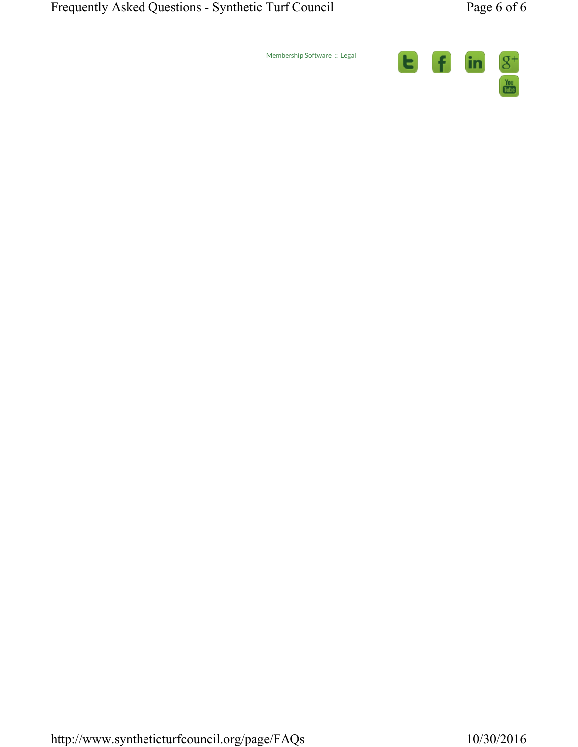Membership Software :: Legal